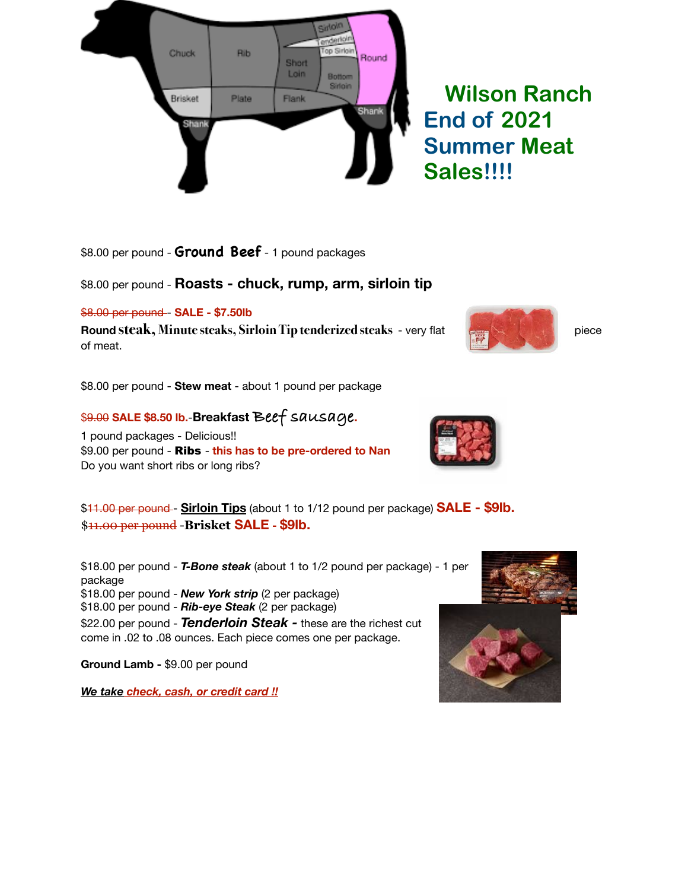# Wilson Ranch End of 2021 Summer Meat Sales!!!!

$8.00 per pound - **Ground Beef** - 1 pound packages

$8.00 per pound - **Roasts - chuck, rump, arm, sirloin tip**

~~$8.00 per pound~~ - **SALE - $7.50lb**
**Round steak, Minute steaks, Sirloin Tip tenderized steaks** - very flat piece of meat.

$8.00 per pound - **Stew meat** - about 1 pound per package

~~$9.00~~ **SALE $8.50 lb.**-**Breakfast Beef sausage.**
1 pound packages - Delicious!!
$9.00 per pound - **Ribs** - this has to be pre-ordered to Nan
Do you want short ribs or long ribs?

$~~11.00 per pound~~ - **Sirloin Tips** (about 1 to 1/12 pound per package) **SALE - $9lb.**
$~~11.00 per pound~~ -**Brisket SALE - $9lb.**

$18.00 per pound - ***T-Bone steak*** (about 1 to 1/2 pound per package) - 1 per package
$18.00 per pound - ***New York strip*** (2 per package)
$18.00 per pound - ***Rib-eye Steak*** (2 per package)
$22.00 per pound - ***Tenderloin Steak -*** these are the richest cut come in .02 to .08 ounces. Each piece comes one per package.

**Ground Lamb -** $9.00 per pound

***We take check, cash, or credit card !!***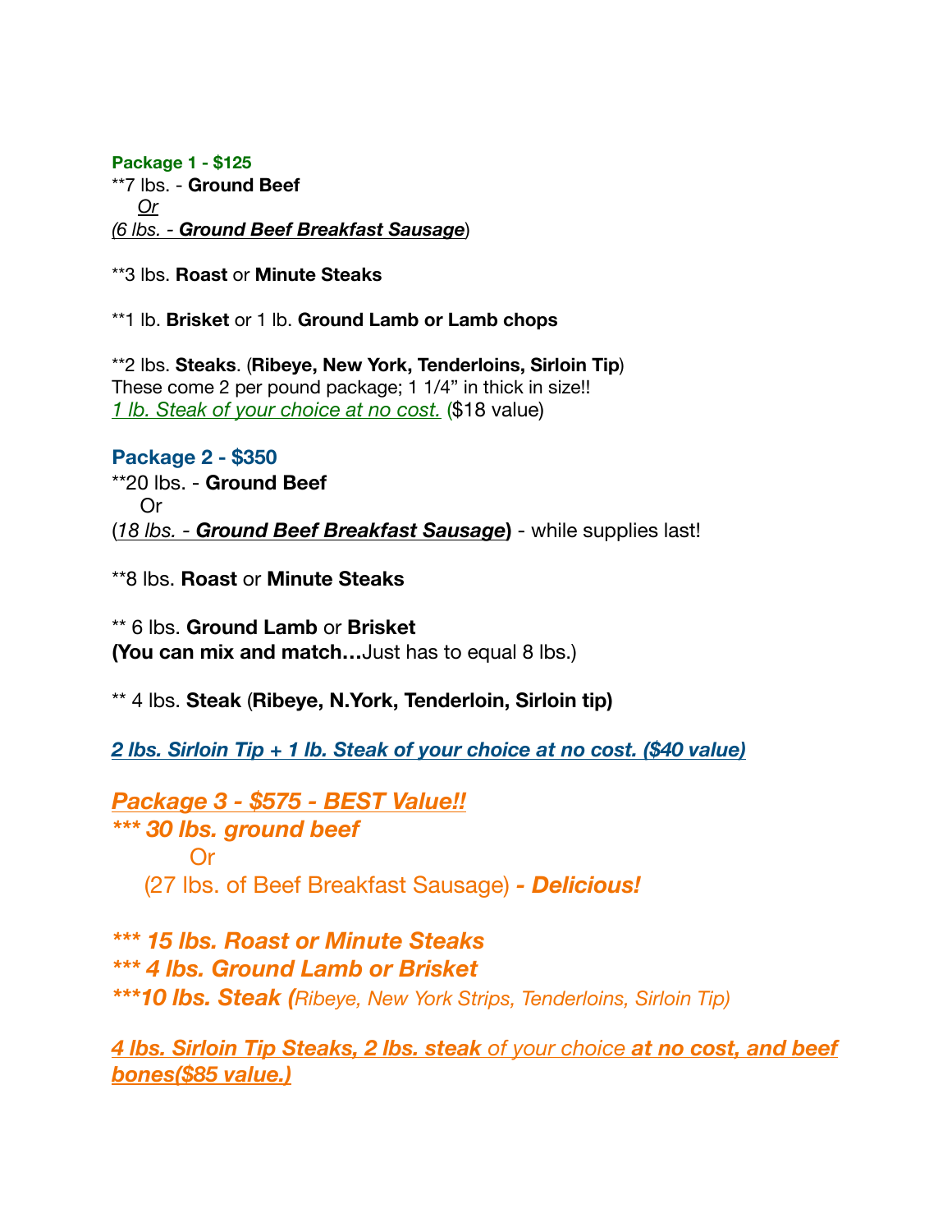**Package 1 - $125**

**7 lbs. - **Ground Beef**

*Or*

*(6 lbs. - **Ground Beef Breakfast Sausage**)*

**3 lbs. **Roast** or **Minute Steaks**

**1 lb. **Brisket** or 1 lb. **Ground Lamb or Lamb chops**

**2 lbs. **Steaks**. (**Ribeye, New York, Tenderloins, Sirloin Tip**)
These come 2 per pound package; 1 1/4" in thick in size!!
*1 lb. Steak of your choice at no cost.* ($18 value)

**Package 2 - $350**

**20 lbs. - **Ground Beef**

Or

(*18 lbs. - **Ground Beef Breakfast Sausage***) - while supplies last!

**8 lbs. **Roast** or **Minute Steaks**

** 6 lbs. **Ground Lamb** or **Brisket**
**(You can mix and match…**Just has to equal 8 lbs.)

** 4 lbs. **Steak** (**Ribeye, N.York, Tenderloin, Sirloin tip)**

***2 lbs. Sirloin Tip + 1 lb. Steak of your choice at no cost. ($40 value)***

***Package 3 - $575 - BEST Value!!***

****** 30 lbs. ground beef***

Or

(27 lbs. of Beef Breakfast Sausage) ***- Delicious!***

****** 15 lbs. Roast or Minute Steaks***
****** 4 lbs. Ground Lamb or Brisket***
*****10 lbs. Steak (**Ribeye, New York Strips, Tenderloins, Sirloin Tip)*

***4 lbs. Sirloin Tip Steaks, 2 lbs. steak** of your choice **at no cost, and beef bones($85 value.)***